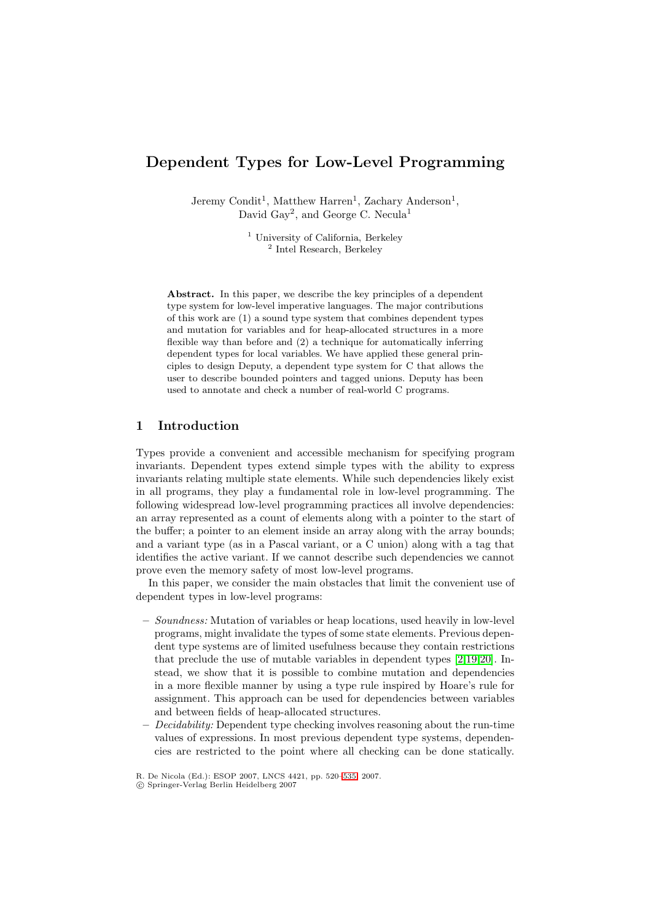# Dependent Types for Low-Level Programming

Jeremy Condit[1], Matthew Harren[1], Zachary Anderson[1], David Gay[2], and George C. Necula[1]

[1] University of California, Berkeley
[2] Intel Research, Berkeley

**Abstract.** In this paper, we describe the key principles of a dependent type system for low-level imperative languages. The major contributions of this work are (1) a sound type system that combines dependent types and mutation for variables and for heap-allocated structures in a more flexible way than before and (2) a technique for automatically inferring dependent types for local variables. We have applied these general principles to design Deputy, a dependent type system for C that allows the user to describe bounded pointers and tagged unions. Deputy has been used to annotate and check a number of real-world C programs.

## 1 Introduction

Types provide a convenient and accessible mechanism for specifying program invariants. Dependent types extend simple types with the ability to express invariants relating multiple state elements. While such dependencies likely exist in all programs, they play a fundamental role in low-level programming. The following widespread low-level programming practices all involve dependencies: an array represented as a count of elements along with a pointer to the start of the buffer; a pointer to an element inside an array along with the array bounds; and a variant type (as in a Pascal variant, or a C union) along with a tag that identifies the active variant. If we cannot describe such dependencies we cannot prove even the memory safety of most low-level programs.

In this paper, we consider the main obstacles that limit the convenient use of dependent types in low-level programs:

- *Soundness:* Mutation of variables or heap locations, used heavily in low-level programs, might invalidate the types of some state elements. Previous dependent type systems are of limited usefulness because they contain restrictions that preclude the use of mutable variables in dependent types [2,19,20]. Instead, we show that it is possible to combine mutation and dependencies in a more flexible manner by using a type rule inspired by Hoare's rule for assignment. This approach can be used for dependencies between variables and between fields of heap-allocated structures.
- *Decidability:* Dependent type checking involves reasoning about the run-time values of expressions. In most previous dependent type systems, dependencies are restricted to the point where all checking can be done statically.

R. De Nicola (Ed.): ESOP 2007, LNCS 4421, pp. 520–535, 2007.
© Springer-Verlag Berlin Heidelberg 2007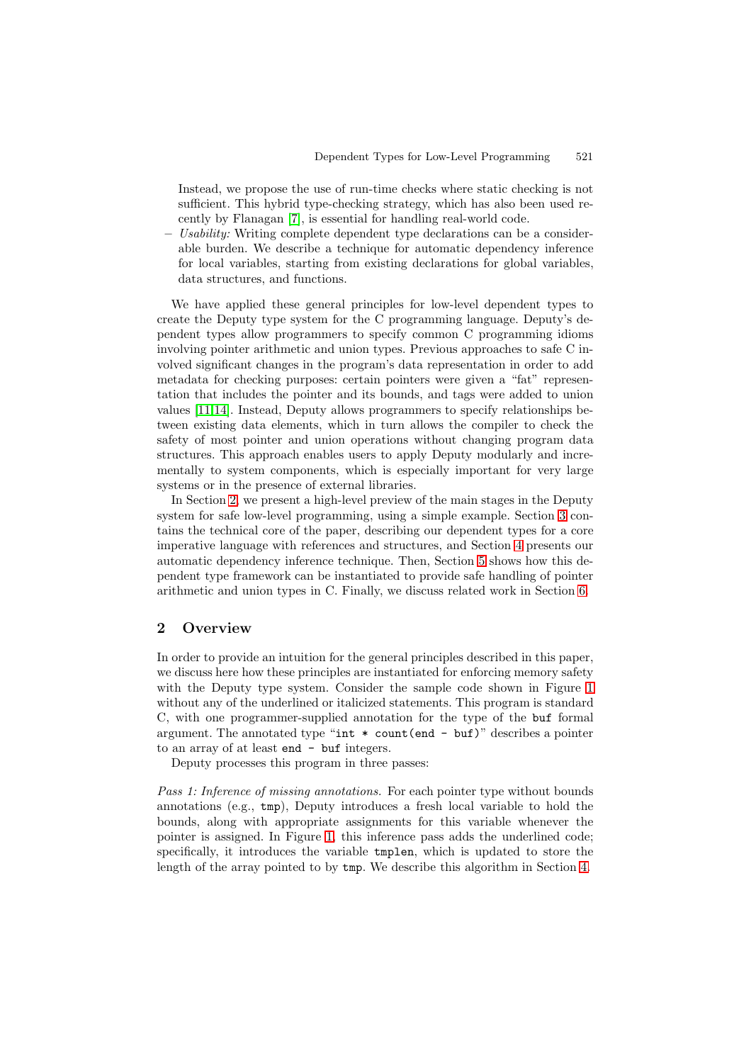Instead, we propose the use of run-time checks where static checking is not sufficient. This hybrid type-checking strategy, which has also been used recently by Flanagan [7], is essential for handling real-world code.

– *Usability:* Writing complete dependent type declarations can be a considerable burden. We describe a technique for automatic dependency inference for local variables, starting from existing declarations for global variables, data structures, and functions.

We have applied these general principles for low-level dependent types to create the Deputy type system for the C programming language. Deputy's dependent types allow programmers to specify common C programming idioms involving pointer arithmetic and union types. Previous approaches to safe C involved significant changes in the program's data representation in order to add metadata for checking purposes: certain pointers were given a "fat" representation that includes the pointer and its bounds, and tags were added to union values [11,14]. Instead, Deputy allows programmers to specify relationships between existing data elements, which in turn allows the compiler to check the safety of most pointer and union operations without changing program data structures. This approach enables users to apply Deputy modularly and incrementally to system components, which is especially important for very large systems or in the presence of external libraries.

In Section 2, we present a high-level preview of the main stages in the Deputy system for safe low-level programming, using a simple example. Section 3 contains the technical core of the paper, describing our dependent types for a core imperative language with references and structures, and Section 4 presents our automatic dependency inference technique. Then, Section 5 shows how this dependent type framework can be instantiated to provide safe handling of pointer arithmetic and union types in C. Finally, we discuss related work in Section 6.

## 2 Overview

In order to provide an intuition for the general principles described in this paper, we discuss here how these principles are instantiated for enforcing memory safety with the Deputy type system. Consider the sample code shown in Figure 1 without any of the underlined or italicized statements. This program is standard C, with one programmer-supplied annotation for the type of the `buf` formal argument. The annotated type "`int * count(end - buf)`" describes a pointer to an array of at least `end - buf` integers.

Deputy processes this program in three passes:

*Pass 1: Inference of missing annotations.* For each pointer type without bounds annotations (e.g., `tmp`), Deputy introduces a fresh local variable to hold the bounds, along with appropriate assignments for this variable whenever the pointer is assigned. In Figure 1, this inference pass adds the underlined code; specifically, it introduces the variable `tmplen`, which is updated to store the length of the array pointed to by `tmp`. We describe this algorithm in Section 4.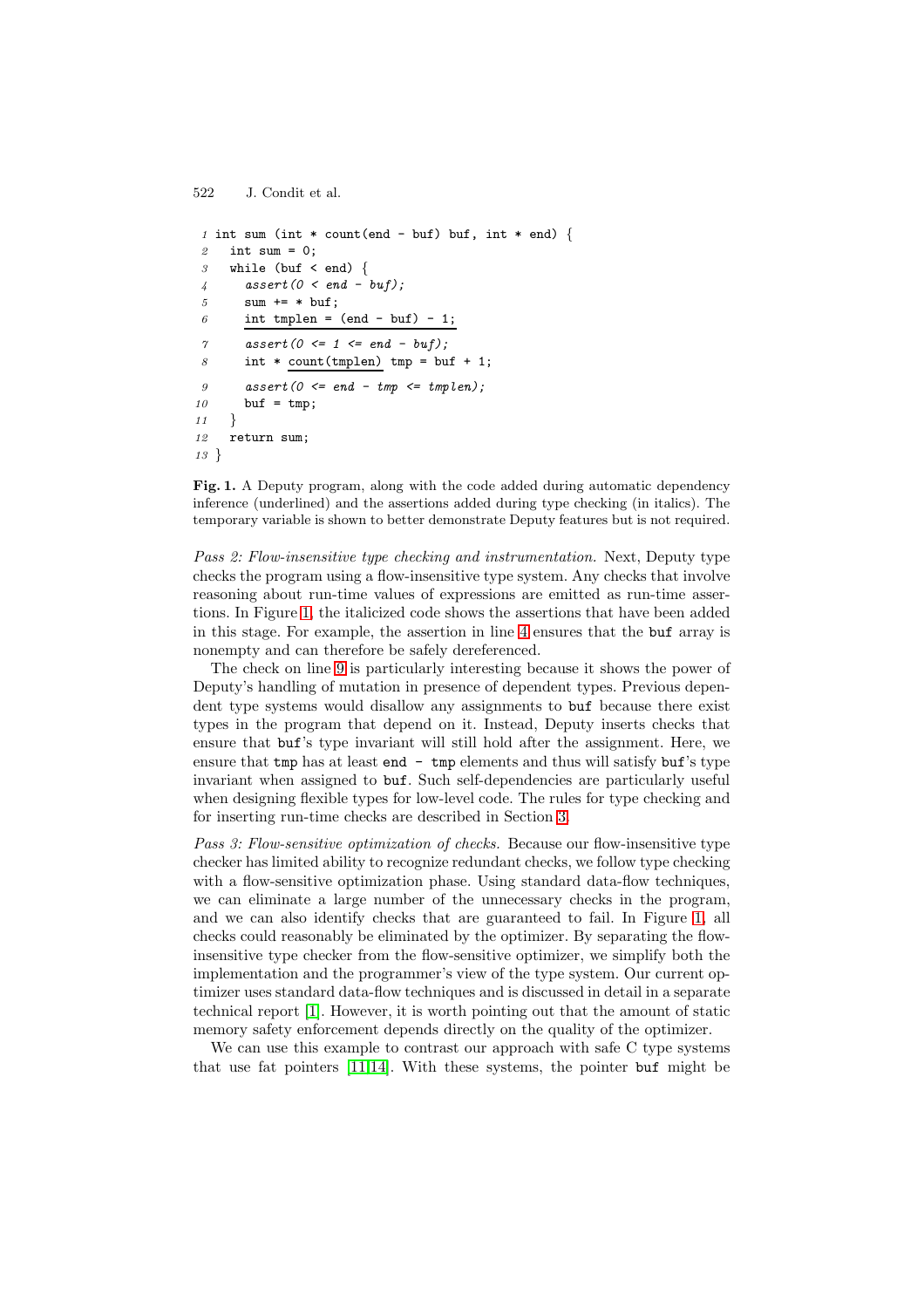```
 1 int sum (int * count(end - buf) buf, int * end) {
 2   int sum = 0;
 3   while (buf < end) {
 4     assert(0 < end - buf);
 5     sum += * buf;
 6     int tmplen = (end - buf) - 1;
 7     assert(0 <= 1 <= end - buf);
 8     int * count(tmplen) tmp = buf + 1;
 9     assert(0 <= end - tmp <= tmplen);
10     buf = tmp;
11   }
12   return sum;
13 }
```

**Fig. 1.** A Deputy program, along with the code added during automatic dependency inference (underlined) and the assertions added during type checking (in italics). The temporary variable is shown to better demonstrate Deputy features but is not required.

*Pass 2: Flow-insensitive type checking and instrumentation.* Next, Deputy type checks the program using a flow-insensitive type system. Any checks that involve reasoning about run-time values of expressions are emitted as run-time assertions. In Figure 1, the italicized code shows the assertions that have been added in this stage. For example, the assertion in line 4 ensures that the `buf` array is nonempty and can therefore be safely dereferenced.

The check on line 9 is particularly interesting because it shows the power of Deputy's handling of mutation in presence of dependent types. Previous dependent type systems would disallow any assignments to `buf` because there exist types in the program that depend on it. Instead, Deputy inserts checks that ensure that `buf`'s type invariant will still hold after the assignment. Here, we ensure that `tmp` has at least `end - tmp` elements and thus will satisfy `buf`'s type invariant when assigned to `buf`. Such self-dependencies are particularly useful when designing flexible types for low-level code. The rules for type checking and for inserting run-time checks are described in Section 3.

*Pass 3: Flow-sensitive optimization of checks.* Because our flow-insensitive type checker has limited ability to recognize redundant checks, we follow type checking with a flow-sensitive optimization phase. Using standard data-flow techniques, we can eliminate a large number of the unnecessary checks in the program, and we can also identify checks that are guaranteed to fail. In Figure 1, all checks could reasonably be eliminated by the optimizer. By separating the flow-insensitive type checker from the flow-sensitive optimizer, we simplify both the implementation and the programmer's view of the type system. Our current optimizer uses standard data-flow techniques and is discussed in detail in a separate technical report [1]. However, it is worth pointing out that the amount of static memory safety enforcement depends directly on the quality of the optimizer.

We can use this example to contrast our approach with safe C type systems that use fat pointers [11,14]. With these systems, the pointer `buf` might be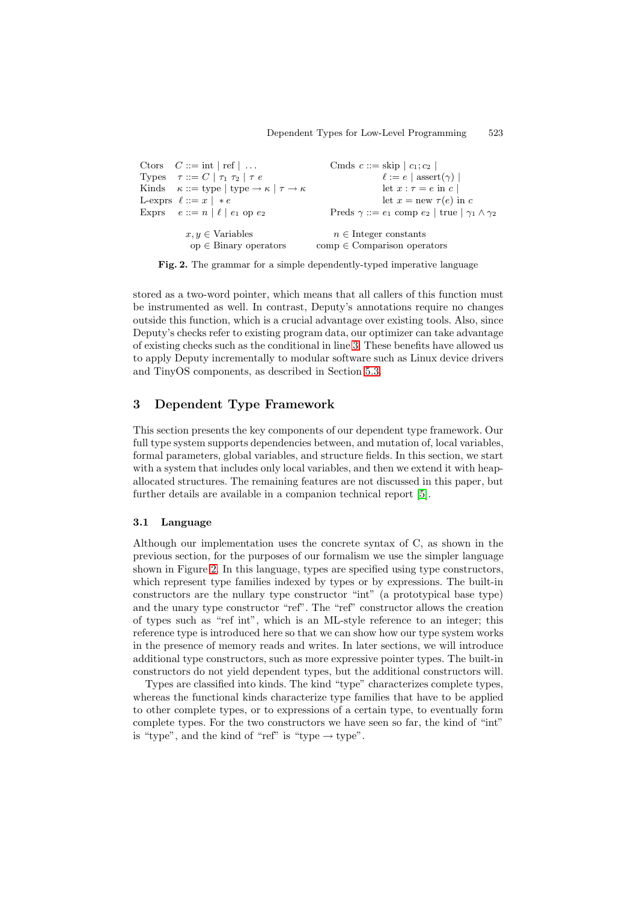$$
\begin{array}{llll}
\text{Ctors} & C ::= \text{int} \mid \text{ref} \mid \ldots & \text{Cmds} & c ::= \text{skip} \mid c_1; c_2 \mid \\
\text{Types} & \tau ::= C \mid \tau_1\ \tau_2 \mid \tau\ e & & \quad \ell := e \mid \text{assert}(\gamma) \mid \\
\text{Kinds} & \kappa ::= \text{type} \mid \text{type} \rightarrow \kappa \mid \tau \rightarrow \kappa & & \quad \text{let } x : \tau = e \text{ in } c \mid \\
\text{L-exprs} & \ell ::= x \mid *e & & \quad \text{let } x = \text{new } \tau(e) \text{ in } c \\
\text{Exprs} & e ::= n \mid \ell \mid e_1 \text{ op } e_2 & \text{Preds} & \gamma ::= e_1 \text{ comp } e_2 \mid \text{true} \mid \gamma_1 \wedge \gamma_2
\end{array}
$$

$$
\begin{array}{ll}
x, y \in \text{Variables} & n \in \text{Integer constants} \\
\text{op} \in \text{Binary operators} & \text{comp} \in \text{Comparison operators}
\end{array}
$$

**Fig. 2.** The grammar for a simple dependently-typed imperative language

stored as a two-word pointer, which means that all callers of this function must be instrumented as well. In contrast, Deputy's annotations require no changes outside this function, which is a crucial advantage over existing tools. Also, since Deputy's checks refer to existing program data, our optimizer can take advantage of existing checks such as the conditional in line 3. These benefits have allowed us to apply Deputy incrementally to modular software such as Linux device drivers and TinyOS components, as described in Section 5.3.

## 3 Dependent Type Framework

This section presents the key components of our dependent type framework. Our full type system supports dependencies between, and mutation of, local variables, formal parameters, global variables, and structure fields. In this section, we start with a system that includes only local variables, and then we extend it with heap-allocated structures. The remaining features are not discussed in this paper, but further details are available in a companion technical report [5].

### 3.1 Language

Although our implementation uses the concrete syntax of C, as shown in the previous section, for the purposes of our formalism we use the simpler language shown in Figure 2. In this language, types are specified using type constructors, which represent type families indexed by types or by expressions. The built-in constructors are the nullary type constructor "int" (a prototypical base type) and the unary type constructor "ref". The "ref" constructor allows the creation of types such as "ref int", which is an ML-style reference to an integer; this reference type is introduced here so that we can show how our type system works in the presence of memory reads and writes. In later sections, we will introduce additional type constructors, such as more expressive pointer types. The built-in constructors do not yield dependent types, but the additional constructors will.

Types are classified into kinds. The kind "type" characterizes complete types, whereas the functional kinds characterize type families that have to be applied to other complete types, or to expressions of a certain type, to eventually form complete types. For the two constructors we have seen so far, the kind of "int" is "type", and the kind of "ref" is "type $\rightarrow$ type".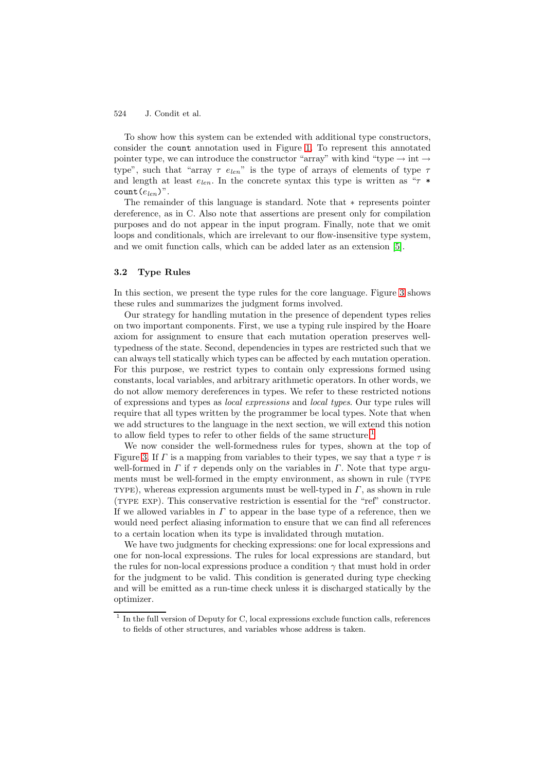To show how this system can be extended with additional type constructors, consider the `count` annotation used in Figure 1. To represent this annotated pointer type, we can introduce the constructor "array" with kind "type → int → type", such that "array $\tau$ $e_{len}$" is the type of arrays of elements of type $\tau$ and length at least $e_{len}$. In the concrete syntax this type is written as "$\tau$ `* count(`$e_{len}$`)`".

The remainder of this language is standard. Note that $*$ represents pointer dereference, as in C. Also note that assertions are present only for compilation purposes and do not appear in the input program. Finally, note that we omit loops and conditionals, which are irrelevant to our flow-insensitive type system, and we omit function calls, which can be added later as an extension [5].

### 3.2 Type Rules

In this section, we present the type rules for the core language. Figure 3 shows these rules and summarizes the judgment forms involved.

Our strategy for handling mutation in the presence of dependent types relies on two important components. First, we use a typing rule inspired by the Hoare axiom for assignment to ensure that each mutation operation preserves well-typedness of the state. Second, dependencies in types are restricted such that we can always tell statically which types can be affected by each mutation operation. For this purpose, we restrict types to contain only expressions formed using constants, local variables, and arbitrary arithmetic operators. In other words, we do not allow memory dereferences in types. We refer to these restricted notions of expressions and types as *local expressions* and *local types*. Our type rules will require that all types written by the programmer be local types. Note that when we add structures to the language in the next section, we will extend this notion to allow field types to refer to other fields of the same structure.[1]

We now consider the well-formedness rules for types, shown at the top of Figure 3. If $\Gamma$ is a mapping from variables to their types, we say that a type $\tau$ is well-formed in $\Gamma$ if $\tau$ depends only on the variables in $\Gamma$. Note that type arguments must be well-formed in the empty environment, as shown in rule (TYPE TYPE), whereas expression arguments must be well-typed in $\Gamma$, as shown in rule (TYPE EXP). This conservative restriction is essential for the "ref" constructor. If we allowed variables in $\Gamma$ to appear in the base type of a reference, then we would need perfect aliasing information to ensure that we can find all references to a certain location when its type is invalidated through mutation.

We have two judgments for checking expressions: one for local expressions and one for non-local expressions. The rules for local expressions are standard, but the rules for non-local expressions produce a condition $\gamma$ that must hold in order for the judgment to be valid. This condition is generated during type checking and will be emitted as a run-time check unless it is discharged statically by the optimizer.

[1] In the full version of Deputy for C, local expressions exclude function calls, references to fields of other structures, and variables whose address is taken.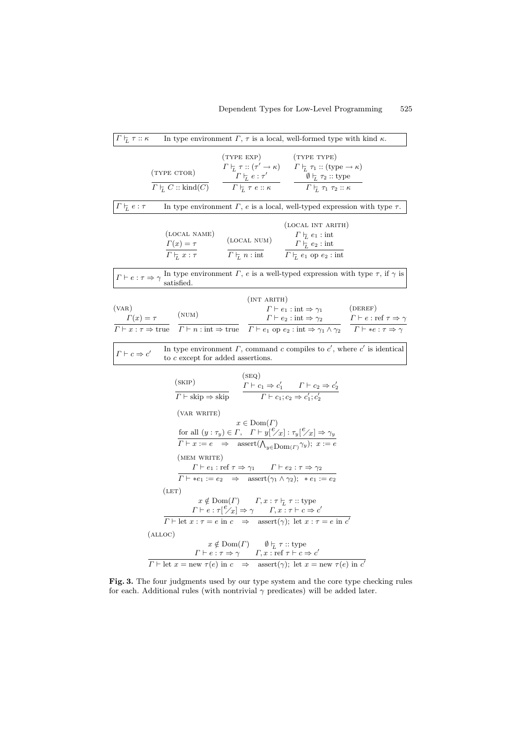$\Gamma \vdash_L \tau :: \kappa$ — In type environment $\Gamma$, $\tau$ is a local, well-formed type with kind $\kappa$.

$$\text{(TYPE CTOR)}\quad \frac{}{\Gamma \vdash_L C :: \text{kind}(C)} \qquad \text{(TYPE EXP)}\quad \frac{\Gamma \vdash_L \tau :: (\tau' \to \kappa) \quad \Gamma \vdash_L e : \tau'}{\Gamma \vdash_L \tau\ e :: \kappa} \qquad \text{(TYPE TYPE)}\quad \frac{\Gamma \vdash_L \tau_1 :: (\text{type} \to \kappa) \quad \emptyset \vdash_L \tau_2 :: \text{type}}{\Gamma \vdash_L \tau_1\ \tau_2 :: \kappa}$$

$\Gamma \vdash_L e : \tau$ — In type environment $\Gamma$, $e$ is a local, well-typed expression with type $\tau$.

$$\text{(LOCAL NAME)}\quad \frac{\Gamma(x) = \tau}{\Gamma \vdash_L x : \tau} \qquad \text{(LOCAL NUM)}\quad \frac{}{\Gamma \vdash_L n : \text{int}} \qquad \text{(LOCAL INT ARITH)}\quad \frac{\Gamma \vdash_L e_1 : \text{int} \quad \Gamma \vdash_L e_2 : \text{int}}{\Gamma \vdash_L e_1 \text{ op } e_2 : \text{int}}$$

$\Gamma \vdash e : \tau \Rightarrow \gamma$ — In type environment $\Gamma$, $e$ is a well-typed expression with type $\tau$, if $\gamma$ is satisfied.

$$\text{(VAR)}\quad \frac{\Gamma(x) = \tau}{\Gamma \vdash x : \tau \Rightarrow \text{true}} \qquad \text{(NUM)}\quad \frac{}{\Gamma \vdash n : \text{int} \Rightarrow \text{true}} \qquad \text{(INT ARITH)}\quad \frac{\Gamma \vdash e_1 : \text{int} \Rightarrow \gamma_1 \quad \Gamma \vdash e_2 : \text{int} \Rightarrow \gamma_2}{\Gamma \vdash e_1 \text{ op } e_2 : \text{int} \Rightarrow \gamma_1 \wedge \gamma_2} \qquad \text{(DEREF)}\quad \frac{\Gamma \vdash e : \text{ref } \tau \Rightarrow \gamma}{\Gamma \vdash *e : \tau \Rightarrow \gamma}$$

$\Gamma \vdash c \Rightarrow c'$ — In type environment $\Gamma$, command $c$ compiles to $c'$, where $c'$ is identical to $c$ except for added assertions.

$$\text{(SKIP)}\quad \frac{}{\Gamma \vdash \text{skip} \Rightarrow \text{skip}} \qquad \text{(SEQ)}\quad \frac{\Gamma \vdash c_1 \Rightarrow c_1' \quad \Gamma \vdash c_2 \Rightarrow c_2'}{\Gamma \vdash c_1; c_2 \Rightarrow c_1'; c_2'}$$

$$\text{(VAR WRITE)}\quad \frac{x \in \text{Dom}(\Gamma) \qquad \text{for all } (y : \tau_y) \in \Gamma,\quad \Gamma \vdash y[^e/_x] : \tau_y[^e/_x] \Rightarrow \gamma_y}{\Gamma \vdash x := e \quad \Rightarrow \quad \text{assert}(\bigwedge_{y \in \text{Dom}(\Gamma)} \gamma_y);\ x := e}$$

$$\text{(MEM WRITE)}\quad \frac{\Gamma \vdash e_1 : \text{ref } \tau \Rightarrow \gamma_1 \qquad \Gamma \vdash e_2 : \tau \Rightarrow \gamma_2}{\Gamma \vdash *e_1 := e_2 \quad \Rightarrow \quad \text{assert}(\gamma_1 \wedge \gamma_2);\ \ *e_1 := e_2}$$

$$\text{(LET)}\quad \frac{x \notin \text{Dom}(\Gamma) \qquad \Gamma, x : \tau \vdash_L \tau :: \text{type} \qquad \Gamma \vdash e : \tau[^e/_x] \Rightarrow \gamma \qquad \Gamma, x : \tau \vdash c \Rightarrow c'}{\Gamma \vdash \text{let } x : \tau = e \text{ in } c \quad \Rightarrow \quad \text{assert}(\gamma);\ \text{let } x : \tau = e \text{ in } c'}$$

$$\text{(ALLOC)}\quad \frac{x \notin \text{Dom}(\Gamma) \qquad \emptyset \vdash_L \tau :: \text{type} \qquad \Gamma \vdash e : \tau \Rightarrow \gamma \qquad \Gamma, x : \text{ref } \tau \vdash c \Rightarrow c'}{\Gamma \vdash \text{let } x = \text{new } \tau(e) \text{ in } c \quad \Rightarrow \quad \text{assert}(\gamma);\ \text{let } x = \text{new } \tau(e) \text{ in } c'}$$

**Fig. 3.** The four judgments used by our type system and the core type checking rules for each. Additional rules (with nontrivial $\gamma$ predicates) will be added later.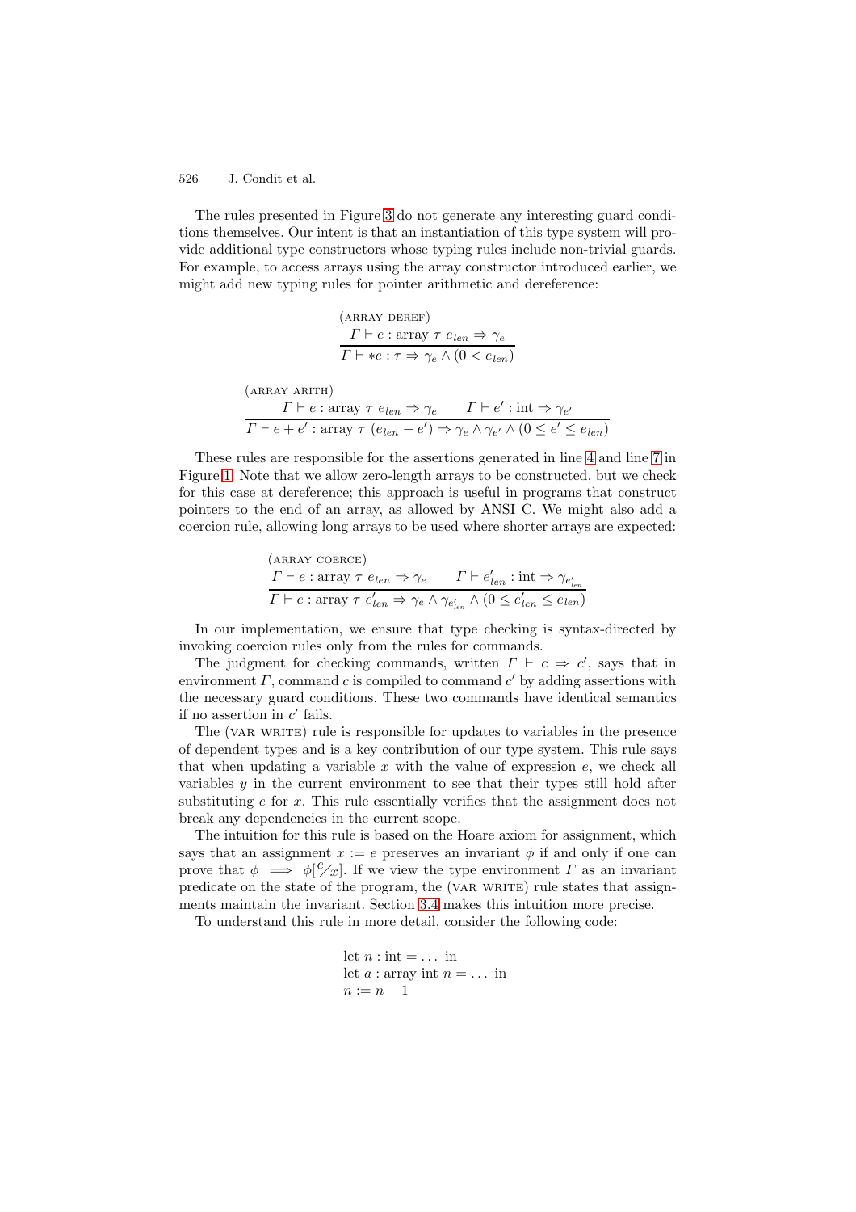The rules presented in Figure 3 do not generate any interesting guard conditions themselves. Our intent is that an instantiation of this type system will provide additional type constructors whose typing rules include non-trivial guards. For example, to access arrays using the array constructor introduced earlier, we might add new typing rules for pointer arithmetic and dereference:

$$\textsc{(array deref)}\quad \frac{\Gamma \vdash e : \text{array } \tau \; e_{len} \Rightarrow \gamma_e}{\Gamma \vdash *e : \tau \Rightarrow \gamma_e \wedge (0 < e_{len})}$$

$$\textsc{(array arith)}\quad \frac{\Gamma \vdash e : \text{array } \tau \; e_{len} \Rightarrow \gamma_e \qquad \Gamma \vdash e' : \text{int} \Rightarrow \gamma_{e'}}{\Gamma \vdash e + e' : \text{array } \tau \; (e_{len} - e') \Rightarrow \gamma_e \wedge \gamma_{e'} \wedge (0 \leq e' \leq e_{len})}$$

These rules are responsible for the assertions generated in line 4 and line 7 in Figure 1. Note that we allow zero-length arrays to be constructed, but we check for this case at dereference; this approach is useful in programs that construct pointers to the end of an array, as allowed by ANSI C. We might also add a coercion rule, allowing long arrays to be used where shorter arrays are expected:

$$\textsc{(array coerce)}\quad \frac{\Gamma \vdash e : \text{array } \tau \; e_{len} \Rightarrow \gamma_e \qquad \Gamma \vdash e'_{len} : \text{int} \Rightarrow \gamma_{e'_{len}}}{\Gamma \vdash e : \text{array } \tau \; e'_{len} \Rightarrow \gamma_e \wedge \gamma_{e'_{len}} \wedge (0 \leq e'_{len} \leq e_{len})}$$

In our implementation, we ensure that type checking is syntax-directed by invoking coercion rules only from the rules for commands.

The judgment for checking commands, written $\Gamma \vdash c \Rightarrow c'$, says that in environment $\Gamma$, command $c$ is compiled to command $c'$ by adding assertions with the necessary guard conditions. These two commands have identical semantics if no assertion in $c'$ fails.

The (var write) rule is responsible for updates to variables in the presence of dependent types and is a key contribution of our type system. This rule says that when updating a variable $x$ with the value of expression $e$, we check all variables $y$ in the current environment to see that their types still hold after substituting $e$ for $x$. This rule essentially verifies that the assignment does not break any dependencies in the current scope.

The intuition for this rule is based on the Hoare axiom for assignment, which says that an assignment $x := e$ preserves an invariant $\phi$ if and only if one can prove that $\phi \implies \phi[^e/_x]$. If we view the type environment $\Gamma$ as an invariant predicate on the state of the program, the (var write) rule states that assignments maintain the invariant. Section 3.4 makes this intuition more precise.

To understand this rule in more detail, consider the following code:

$$\begin{array}{l} \text{let } n : \text{int} = \ldots \text{ in} \\ \text{let } a : \text{array int } n = \ldots \text{ in} \\ n := n - 1 \end{array}$$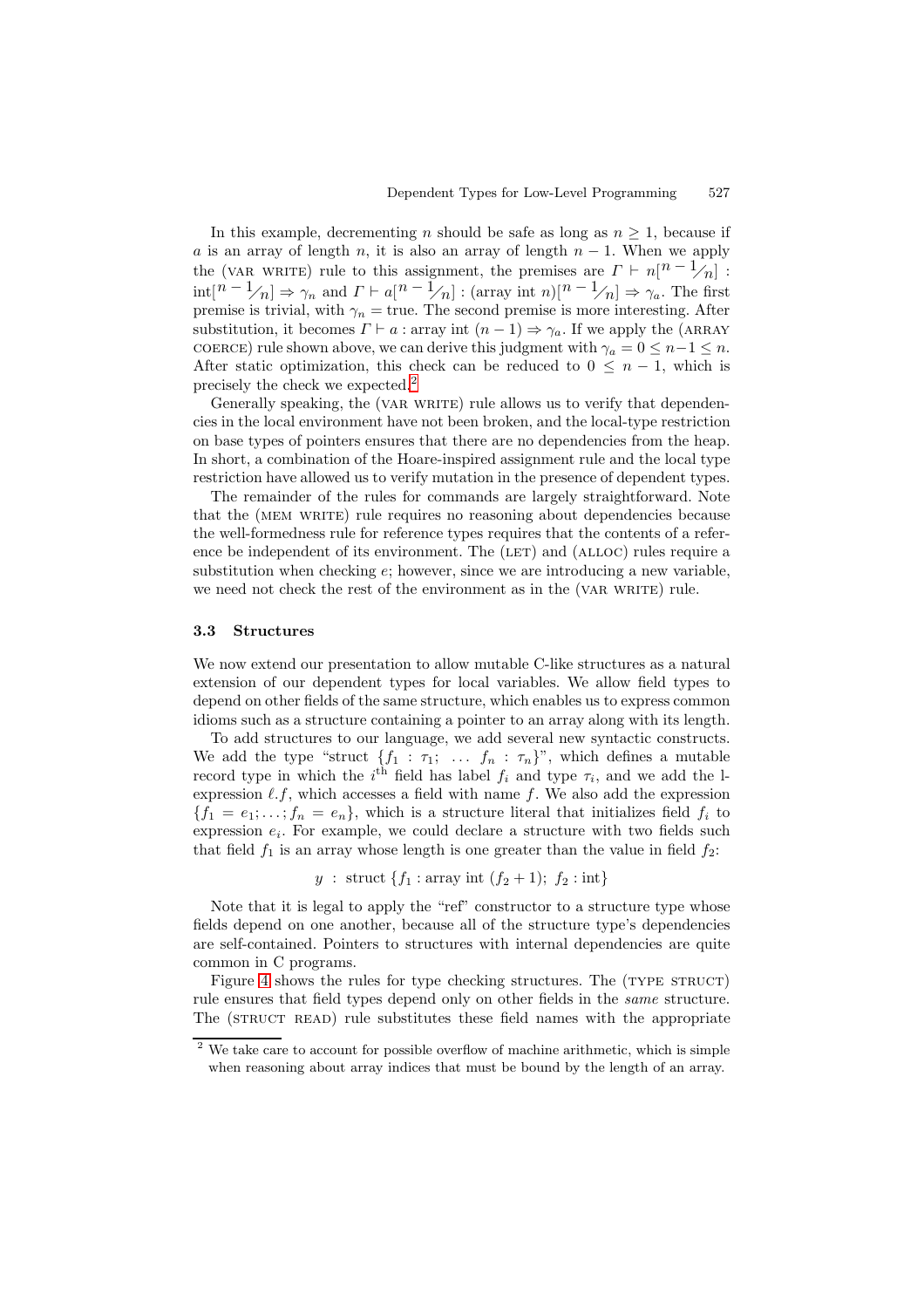In this example, decrementing $n$ should be safe as long as $n \geq 1$, because if $a$ is an array of length $n$, it is also an array of length $n-1$. When we apply the (VAR WRITE) rule to this assignment, the premises are $\Gamma \vdash n[^{n-1}/_n] : \text{int}[^{n-1}/_n] \Rightarrow \gamma_n$ and $\Gamma \vdash a[^{n-1}/_n] : (\text{array int } n)[^{n-1}/_n] \Rightarrow \gamma_a$. The first premise is trivial, with $\gamma_n = \text{true}$. The second premise is more interesting. After substitution, it becomes $\Gamma \vdash a : \text{array int } (n-1) \Rightarrow \gamma_a$. If we apply the (ARRAY COERCE) rule shown above, we can derive this judgment with $\gamma_a = 0 \leq n-1 \leq n$. After static optimization, this check can be reduced to $0 \leq n-1$, which is precisely the check we expected.[2]

Generally speaking, the (VAR WRITE) rule allows us to verify that dependencies in the local environment have not been broken, and the local-type restriction on base types of pointers ensures that there are no dependencies from the heap. In short, a combination of the Hoare-inspired assignment rule and the local type restriction have allowed us to verify mutation in the presence of dependent types.

The remainder of the rules for commands are largely straightforward. Note that the (MEM WRITE) rule requires no reasoning about dependencies because the well-formedness rule for reference types requires that the contents of a reference be independent of its environment. The (LET) and (ALLOC) rules require a substitution when checking $e$; however, since we are introducing a new variable, we need not check the rest of the environment as in the (VAR WRITE) rule.

### 3.3 Structures

We now extend our presentation to allow mutable C-like structures as a natural extension of our dependent types for local variables. We allow field types to depend on other fields of the same structure, which enables us to express common idioms such as a structure containing a pointer to an array along with its length.

To add structures to our language, we add several new syntactic constructs. We add the type "struct $\{f_1 : \tau_1; \ \ldots \ f_n : \tau_n\}$", which defines a mutable record type in which the $i^{\text{th}}$ field has label $f_i$ and type $\tau_i$, and we add the l-expression $\ell.f$, which accesses a field with name $f$. We also add the expression $\{f_1 = e_1; \ldots; f_n = e_n\}$, which is a structure literal that initializes field $f_i$ to expression $e_i$. For example, we could declare a structure with two fields such that field $f_1$ is an array whose length is one greater than the value in field $f_2$:

$$y \ : \ \text{struct } \{f_1 : \text{array int } (f_2 + 1); \ f_2 : \text{int}\}$$

Note that it is legal to apply the "ref" constructor to a structure type whose fields depend on one another, because all of the structure type's dependencies are self-contained. Pointers to structures with internal dependencies are quite common in C programs.

Figure 4 shows the rules for type checking structures. The (TYPE STRUCT) rule ensures that field types depend only on other fields in the *same* structure. The (STRUCT READ) rule substitutes these field names with the appropriate

[2] We take care to account for possible overflow of machine arithmetic, which is simple when reasoning about array indices that must be bound by the length of an array.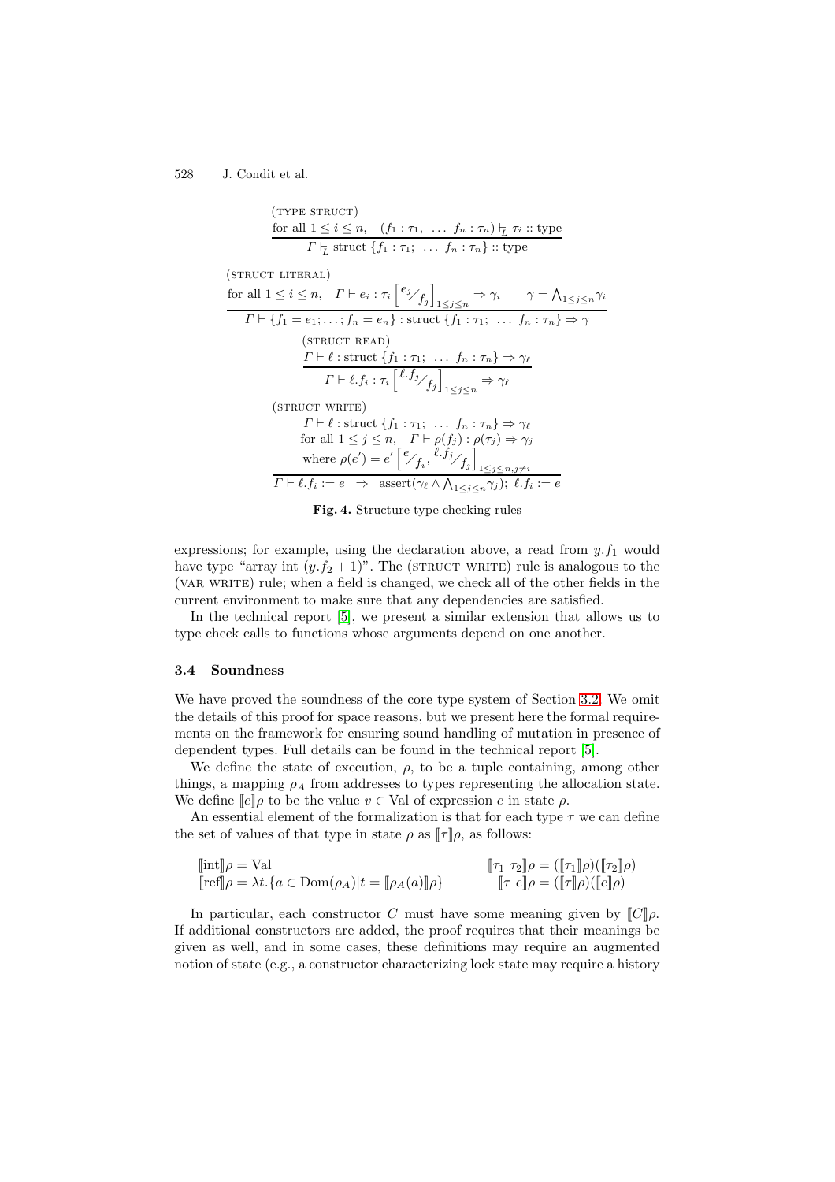(TYPE STRUCT)

$$\frac{\text{for all } 1 \le i \le n, \quad (f_1 : \tau_1, \ \ldots \ f_n : \tau_n) \vdash_L \tau_i :: \text{type}}{\Gamma \vdash_L \text{struct } \{f_1 : \tau_1; \ \ldots \ f_n : \tau_n\} :: \text{type}}$$

(STRUCT LITERAL)

$$\frac{\text{for all } 1 \le i \le n, \quad \Gamma \vdash e_i : \tau_i \left[{}^{e_j}\!/_{f_j}\right]_{1 \le j \le n} \Rightarrow \gamma_i \qquad \gamma = \bigwedge_{1 \le j \le n} \gamma_i}{\Gamma \vdash \{f_1 = e_1; \ldots; f_n = e_n\} : \text{struct } \{f_1 : \tau_1; \ \ldots \ f_n : \tau_n\} \Rightarrow \gamma}$$

(STRUCT READ)

$$\frac{\Gamma \vdash \ell : \text{struct } \{f_1 : \tau_1; \ \ldots \ f_n : \tau_n\} \Rightarrow \gamma_\ell}{\Gamma \vdash \ell.f_i : \tau_i \left[{}^{\ell.f_j}\!/_{f_j}\right]_{1 \le j \le n} \Rightarrow \gamma_\ell}$$

(STRUCT WRITE)

$$\frac{\begin{array}{l}\Gamma \vdash \ell : \text{struct } \{f_1 : \tau_1; \ \ldots \ f_n : \tau_n\} \Rightarrow \gamma_\ell \\ \text{for all } 1 \le j \le n, \quad \Gamma \vdash \rho(f_j) : \rho(\tau_j) \Rightarrow \gamma_j \\ \text{where } \rho(e') = e' \left[{}^{e}\!/_{f_i}, {}^{\ell.f_j}\!/_{f_j}\right]_{1 \le j \le n, j \ne i}\end{array}}{\Gamma \vdash \ell.f_i := e \ \Rightarrow \ \text{assert}(\gamma_\ell \wedge \bigwedge_{1 \le j \le n} \gamma_j); \ \ell.f_i := e}$$

**Fig. 4.** Structure type checking rules

expressions; for example, using the declaration above, a read from $y.f_1$ would have type "array int $(y.f_2 + 1)$". The (STRUCT WRITE) rule is analogous to the (VAR WRITE) rule; when a field is changed, we check all of the other fields in the current environment to make sure that any dependencies are satisfied.

In the technical report [5], we present a similar extension that allows us to type check calls to functions whose arguments depend on one another.

### 3.4 Soundness

We have proved the soundness of the core type system of Section 3.2. We omit the details of this proof for space reasons, but we present here the formal requirements on the framework for ensuring sound handling of mutation in presence of dependent types. Full details can be found in the technical report [5].

We define the state of execution, $\rho$, to be a tuple containing, among other things, a mapping $\rho_A$ from addresses to types representing the allocation state. We define $[\![e]\!]\rho$ to be the value $v \in \text{Val}$ of expression $e$ in state $\rho$.

An essential element of the formalization is that for each type $\tau$ we can define the set of values of that type in state $\rho$ as $[\![\tau]\!]\rho$, as follows:

$$[\![\text{int}]\!]\rho = \text{Val} \qquad\qquad [\![\tau_1 \ \tau_2]\!]\rho = ([\![\tau_1]\!]\rho)([\![\tau_2]\!]\rho)$$

$$[\![\text{ref}]\!]\rho = \lambda t.\{a \in \text{Dom}(\rho_A) | t = [\![\rho_A(a)]\!]\rho\} \qquad\qquad [\![\tau \ e]\!]\rho = ([\![\tau]\!]\rho)([\![e]\!]\rho)$$

In particular, each constructor $C$ must have some meaning given by $[\![C]\!]\rho$. If additional constructors are added, the proof requires that their meanings be given as well, and in some cases, these definitions may require an augmented notion of state (e.g., a constructor characterizing lock state may require a history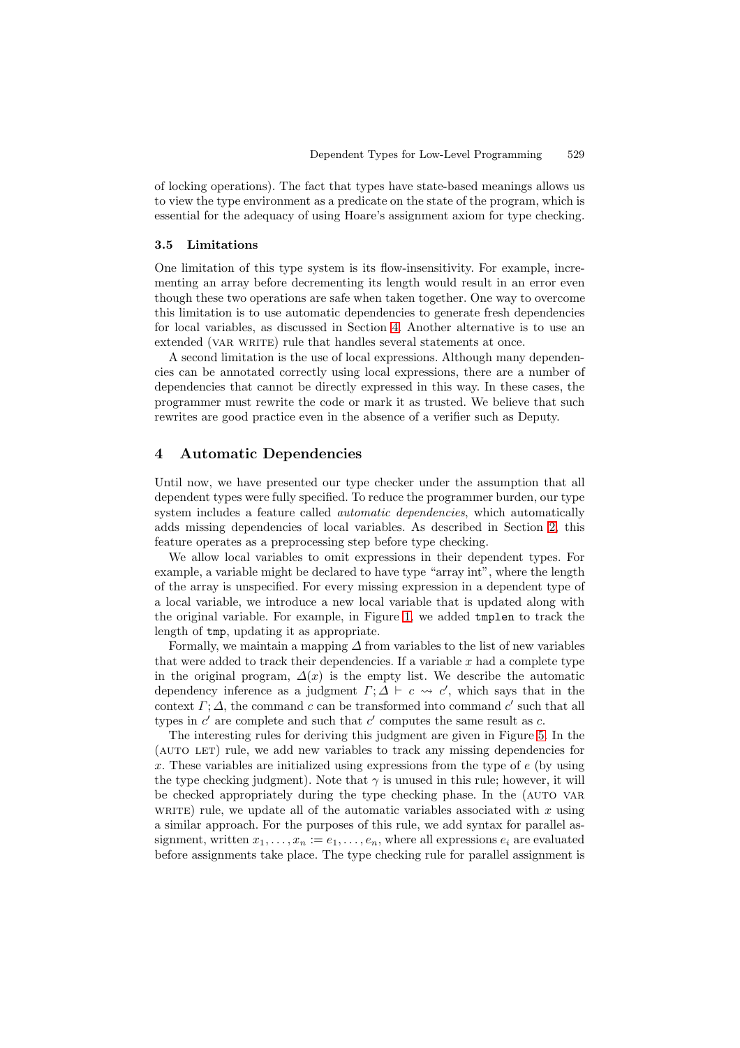of locking operations). The fact that types have state-based meanings allows us to view the type environment as a predicate on the state of the program, which is essential for the adequacy of using Hoare's assignment axiom for type checking.

### 3.5 Limitations

One limitation of this type system is its flow-insensitivity. For example, incrementing an array before decrementing its length would result in an error even though these two operations are safe when taken together. One way to overcome this limitation is to use automatic dependencies to generate fresh dependencies for local variables, as discussed in Section 4. Another alternative is to use an extended (VAR WRITE) rule that handles several statements at once.

A second limitation is the use of local expressions. Although many dependencies can be annotated correctly using local expressions, there are a number of dependencies that cannot be directly expressed in this way. In these cases, the programmer must rewrite the code or mark it as trusted. We believe that such rewrites are good practice even in the absence of a verifier such as Deputy.

## 4 Automatic Dependencies

Until now, we have presented our type checker under the assumption that all dependent types were fully specified. To reduce the programmer burden, our type system includes a feature called *automatic dependencies*, which automatically adds missing dependencies of local variables. As described in Section 2, this feature operates as a preprocessing step before type checking.

We allow local variables to omit expressions in their dependent types. For example, a variable might be declared to have type "array int", where the length of the array is unspecified. For every missing expression in a dependent type of a local variable, we introduce a new local variable that is updated along with the original variable. For example, in Figure 1, we added `tmplen` to track the length of `tmp`, updating it as appropriate.

Formally, we maintain a mapping $\Delta$ from variables to the list of new variables that were added to track their dependencies. If a variable $x$ had a complete type in the original program, $\Delta(x)$ is the empty list. We describe the automatic dependency inference as a judgment $\Gamma; \Delta \vdash c \rightsquigarrow c'$, which says that in the context $\Gamma; \Delta$, the command $c$ can be transformed into command $c'$ such that all types in $c'$ are complete and such that $c'$ computes the same result as $c$.

The interesting rules for deriving this judgment are given in Figure 5. In the (AUTO LET) rule, we add new variables to track any missing dependencies for $x$. These variables are initialized using expressions from the type of $e$ (by using the type checking judgment). Note that $\gamma$ is unused in this rule; however, it will be checked appropriately during the type checking phase. In the (AUTO VAR WRITE) rule, we update all of the automatic variables associated with $x$ using a similar approach. For the purposes of this rule, we add syntax for parallel assignment, written $x_1, \ldots, x_n := e_1, \ldots, e_n$, where all expressions $e_i$ are evaluated before assignments take place. The type checking rule for parallel assignment is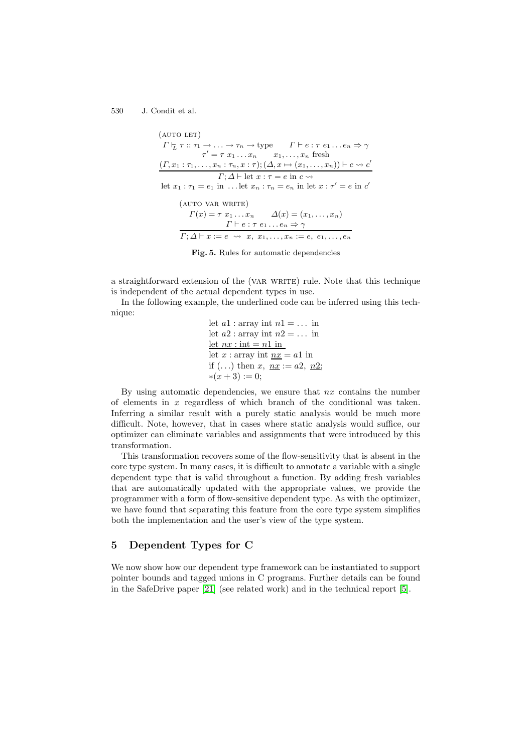(AUTO LET)

$$\frac{\begin{array}{c}\Gamma \vdash_L \tau :: \tau_1 \to \ldots \to \tau_n \to \text{type} \qquad \Gamma \vdash e : \tau\ e_1 \ldots e_n \Rightarrow \gamma \\ \tau' = \tau\ x_1 \ldots x_n \qquad x_1, \ldots, x_n \text{ fresh} \\ (\Gamma, x_1 : \tau_1, \ldots, x_n : \tau_n, x : \tau); (\Delta, x \mapsto (x_1, \ldots, x_n)) \vdash c \rightsquigarrow c'\end{array}}{\begin{array}{c}\Gamma; \Delta \vdash \text{let } x : \tau = e \text{ in } c \rightsquigarrow \\ \text{let } x_1 : \tau_1 = e_1 \text{ in } \ldots \text{let } x_n : \tau_n = e_n \text{ in let } x : \tau' = e \text{ in } c'\end{array}}$$

(AUTO VAR WRITE)

$$\frac{\begin{array}{c}\Gamma(x) = \tau\ x_1 \ldots x_n \qquad \Delta(x) = (x_1, \ldots, x_n) \\ \Gamma \vdash e : \tau\ e_1 \ldots e_n \Rightarrow \gamma\end{array}}{\Gamma; \Delta \vdash x := e \ \rightsquigarrow\ x,\ x_1, \ldots, x_n := e,\ e_1, \ldots, e_n}$$

**Fig. 5.** Rules for automatic dependencies

a straightforward extension of the (VAR WRITE) rule. Note that this technique is independent of the actual dependent types in use.

In the following example, the underlined code can be inferred using this technique:

$$\begin{array}{l}\text{let } a1 : \text{array int } n1 = \ldots \text{ in} \\ \text{let } a2 : \text{array int } n2 = \ldots \text{ in} \\ \underline{\text{let } nx : \text{int} = n1 \text{ in}} \\ \text{let } x : \text{array int } \underline{nx} = a1 \text{ in} \\ \text{if } (\ldots) \text{ then } x,\ \underline{nx} := a2,\ \underline{n2}; \\ *(x + 3) := 0;\end{array}$$

By using automatic dependencies, we ensure that $nx$ contains the number of elements in $x$ regardless of which branch of the conditional was taken. Inferring a similar result with a purely static analysis would be much more difficult. Note, however, that in cases where static analysis would suffice, our optimizer can eliminate variables and assignments that were introduced by this transformation.

This transformation recovers some of the flow-sensitivity that is absent in the core type system. In many cases, it is difficult to annotate a variable with a single dependent type that is valid throughout a function. By adding fresh variables that are automatically updated with the appropriate values, we provide the programmer with a form of flow-sensitive dependent type. As with the optimizer, we have found that separating this feature from the core type system simplifies both the implementation and the user's view of the type system.

## 5 Dependent Types for C

We now show how our dependent type framework can be instantiated to support pointer bounds and tagged unions in C programs. Further details can be found in the SafeDrive paper [21] (see related work) and in the technical report [5].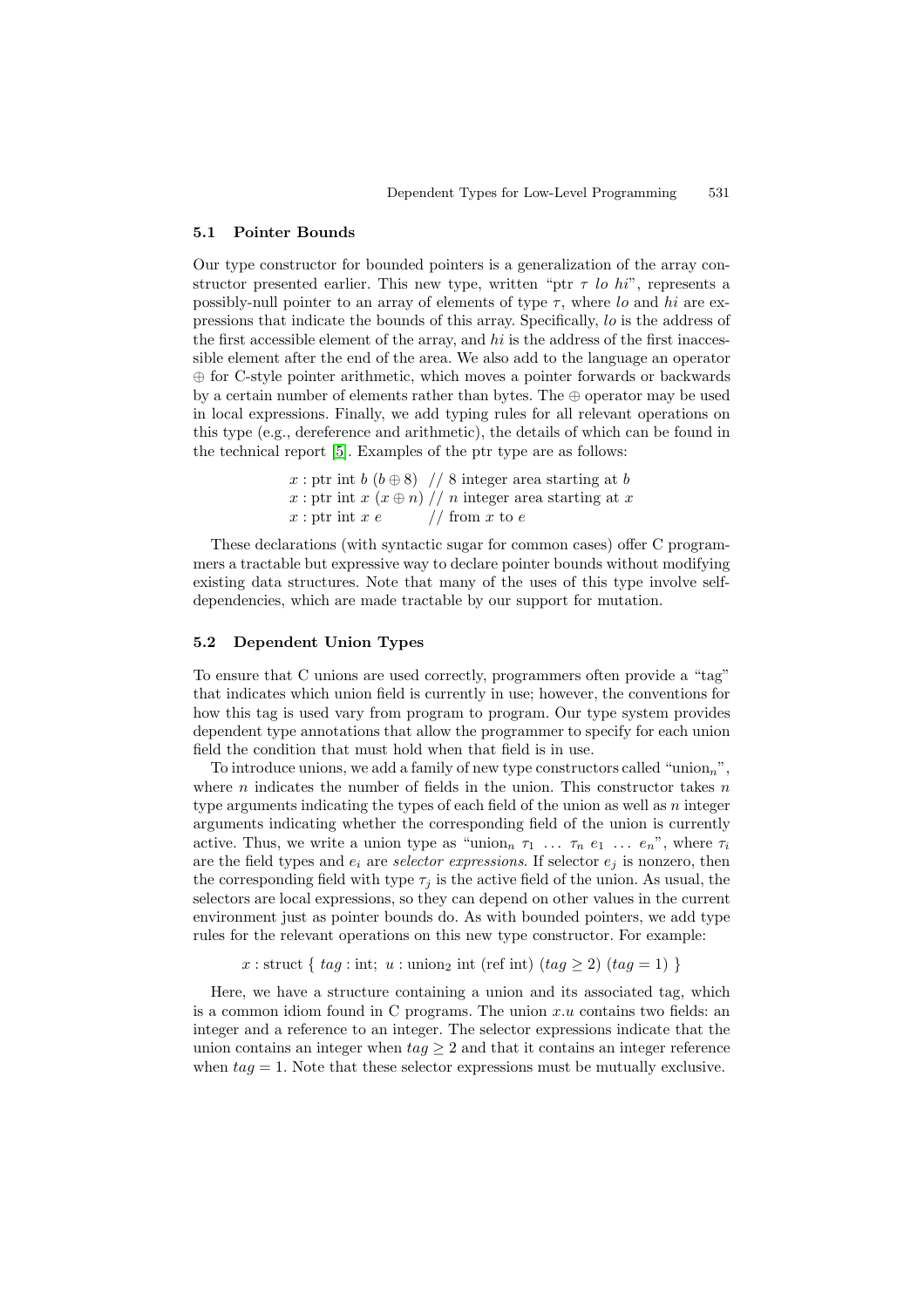### 5.1 Pointer Bounds

Our type constructor for bounded pointers is a generalization of the array constructor presented earlier. This new type, written "ptr $\tau$ *lo* *hi*", represents a possibly-null pointer to an array of elements of type $\tau$, where *lo* and *hi* are expressions that indicate the bounds of this array. Specifically, *lo* is the address of the first accessible element of the array, and *hi* is the address of the first inaccessible element after the end of the area. We also add to the language an operator $\oplus$ for C-style pointer arithmetic, which moves a pointer forwards or backwards by a certain number of elements rather than bytes. The $\oplus$ operator may be used in local expressions. Finally, we add typing rules for all relevant operations on this type (e.g., dereference and arithmetic), the details of which can be found in the technical report [5]. Examples of the ptr type are as follows:

$x$ : ptr int $b$ $(b \oplus 8)$ // 8 integer area starting at $b$
$x$ : ptr int $x$ $(x \oplus n)$ // $n$ integer area starting at $x$
$x$ : ptr int $x$ $e$ // from $x$ to $e$

These declarations (with syntactic sugar for common cases) offer C programmers a tractable but expressive way to declare pointer bounds without modifying existing data structures. Note that many of the uses of this type involve self-dependencies, which are made tractable by our support for mutation.

### 5.2 Dependent Union Types

To ensure that C unions are used correctly, programmers often provide a "tag" that indicates which union field is currently in use; however, the conventions for how this tag is used vary from program to program. Our type system provides dependent type annotations that allow the programmer to specify for each union field the condition that must hold when that field is in use.

To introduce unions, we add a family of new type constructors called "union$_n$", where $n$ indicates the number of fields in the union. This constructor takes $n$ type arguments indicating the types of each field of the union as well as $n$ integer arguments indicating whether the corresponding field of the union is currently active. Thus, we write a union type as "union$_n$ $\tau_1$ ... $\tau_n$ $e_1$ ... $e_n$", where $\tau_i$ are the field types and $e_i$ are *selector expressions*. If selector $e_j$ is nonzero, then the corresponding field with type $\tau_j$ is the active field of the union. As usual, the selectors are local expressions, so they can depend on other values in the current environment just as pointer bounds do. As with bounded pointers, we add type rules for the relevant operations on this new type constructor. For example:

$$x : \text{struct } \{\ tag : \text{int};\ u : \text{union}_2 \text{ int (ref int) } (tag \geq 2)\ (tag = 1)\ \}$$

Here, we have a structure containing a union and its associated tag, which is a common idiom found in C programs. The union $x.u$ contains two fields: an integer and a reference to an integer. The selector expressions indicate that the union contains an integer when $tag \geq 2$ and that it contains an integer reference when $tag = 1$. Note that these selector expressions must be mutually exclusive.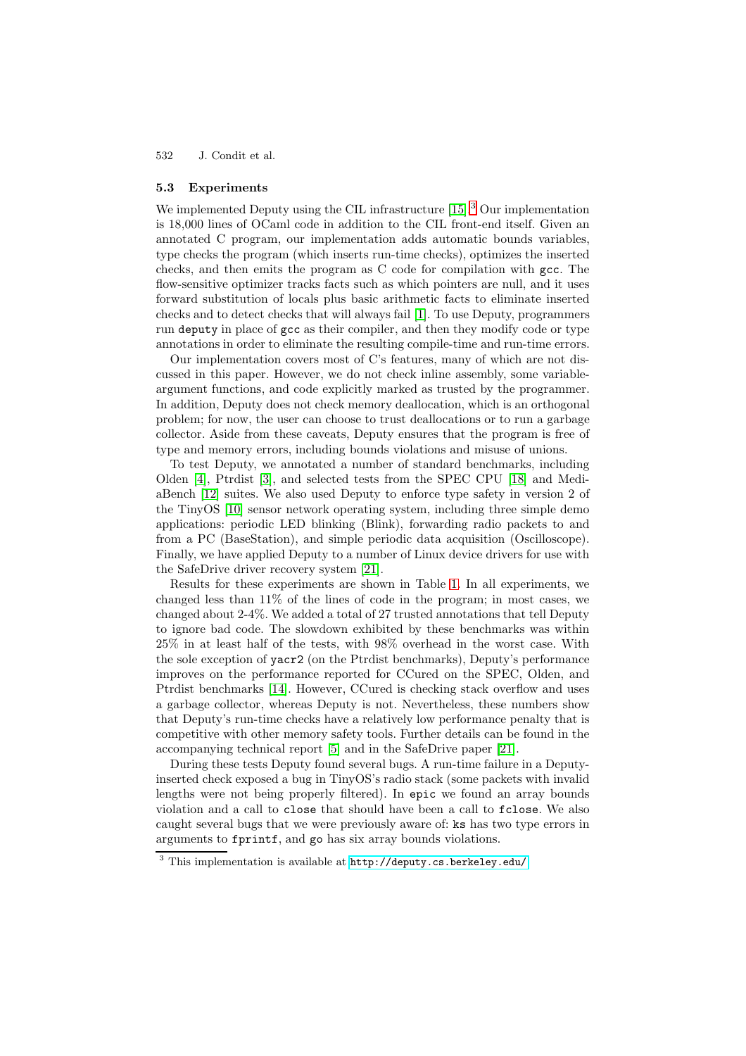### 5.3 Experiments

We implemented Deputy using the CIL infrastructure [15].[3] Our implementation is 18,000 lines of OCaml code in addition to the CIL front-end itself. Given an annotated C program, our implementation adds automatic bounds variables, type checks the program (which inserts run-time checks), optimizes the inserted checks, and then emits the program as C code for compilation with `gcc`. The flow-sensitive optimizer tracks facts such as which pointers are null, and it uses forward substitution of locals plus basic arithmetic facts to eliminate inserted checks and to detect checks that will always fail [1]. To use Deputy, programmers run `deputy` in place of `gcc` as their compiler, and then they modify code or type annotations in order to eliminate the resulting compile-time and run-time errors.

Our implementation covers most of C's features, many of which are not discussed in this paper. However, we do not check inline assembly, some variable-argument functions, and code explicitly marked as trusted by the programmer. In addition, Deputy does not check memory deallocation, which is an orthogonal problem; for now, the user can choose to trust deallocations or to run a garbage collector. Aside from these caveats, Deputy ensures that the program is free of type and memory errors, including bounds violations and misuse of unions.

To test Deputy, we annotated a number of standard benchmarks, including Olden [4], Ptrdist [3], and selected tests from the SPEC CPU [18] and MediaBench [12] suites. We also used Deputy to enforce type safety in version 2 of the TinyOS [10] sensor network operating system, including three simple demo applications: periodic LED blinking (Blink), forwarding radio packets to and from a PC (BaseStation), and simple periodic data acquisition (Oscilloscope). Finally, we have applied Deputy to a number of Linux device drivers for use with the SafeDrive driver recovery system [21].

Results for these experiments are shown in Table 1. In all experiments, we changed less than 11% of the lines of code in the program; in most cases, we changed about 2-4%. We added a total of 27 trusted annotations that tell Deputy to ignore bad code. The slowdown exhibited by these benchmarks was within 25% in at least half of the tests, with 98% overhead in the worst case. With the sole exception of `yacr2` (on the Ptrdist benchmarks), Deputy's performance improves on the performance reported for CCured on the SPEC, Olden, and Ptrdist benchmarks [14]. However, CCured is checking stack overflow and uses a garbage collector, whereas Deputy is not. Nevertheless, these numbers show that Deputy's run-time checks have a relatively low performance penalty that is competitive with other memory safety tools. Further details can be found in the accompanying technical report [5] and in the SafeDrive paper [21].

During these tests Deputy found several bugs. A run-time failure in a Deputy-inserted check exposed a bug in TinyOS's radio stack (some packets with invalid lengths were not being properly filtered). In `epic` we found an array bounds violation and a call to `close` that should have been a call to `fclose`. We also caught several bugs that we were previously aware of: `ks` has two type errors in arguments to `fprintf`, and `go` has six array bounds violations.

[3] This implementation is available at http://deputy.cs.berkeley.edu/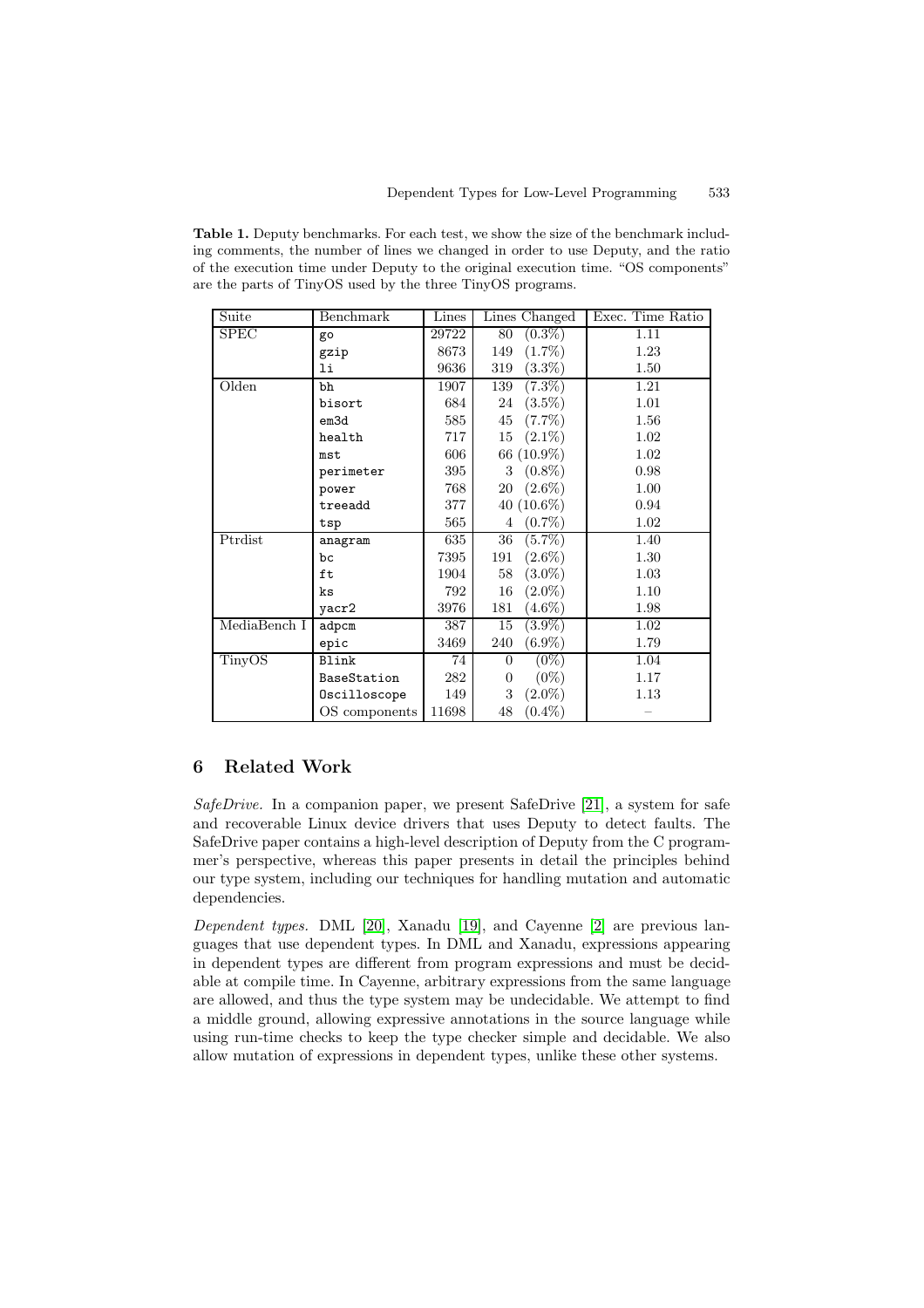**Table 1.** Deputy benchmarks. For each test, we show the size of the benchmark including comments, the number of lines we changed in order to use Deputy, and the ratio of the execution time under Deputy to the original execution time. "OS components" are the parts of TinyOS used by the three TinyOS programs.

| Suite | Benchmark | Lines | Lines Changed | Exec. Time Ratio |
|---|---|---|---|---|
| SPEC | go | 29722 | 80 (0.3%) | 1.11 |
| | gzip | 8673 | 149 (1.7%) | 1.23 |
| | li | 9636 | 319 (3.3%) | 1.50 |
| Olden | bh | 1907 | 139 (7.3%) | 1.21 |
| | bisort | 684 | 24 (3.5%) | 1.01 |
| | em3d | 585 | 45 (7.7%) | 1.56 |
| | health | 717 | 15 (2.1%) | 1.02 |
| | mst | 606 | 66 (10.9%) | 1.02 |
| | perimeter | 395 | 3 (0.8%) | 0.98 |
| | power | 768 | 20 (2.6%) | 1.00 |
| | treeadd | 377 | 40 (10.6%) | 0.94 |
| | tsp | 565 | 4 (0.7%) | 1.02 |
| Ptrdist | anagram | 635 | 36 (5.7%) | 1.40 |
| | bc | 7395 | 191 (2.6%) | 1.30 |
| | ft | 1904 | 58 (3.0%) | 1.03 |
| | ks | 792 | 16 (2.0%) | 1.10 |
| | yacr2 | 3976 | 181 (4.6%) | 1.98 |
| MediaBench I | adpcm | 387 | 15 (3.9%) | 1.02 |
| | epic | 3469 | 240 (6.9%) | 1.79 |
| TinyOS | Blink | 74 | 0 (0%) | 1.04 |
| | BaseStation | 282 | 0 (0%) | 1.17 |
| | Oscilloscope | 149 | 3 (2.0%) | 1.13 |
| | OS components | 11698 | 48 (0.4%) | – |

## 6 Related Work

*SafeDrive.* In a companion paper, we present SafeDrive [21], a system for safe and recoverable Linux device drivers that uses Deputy to detect faults. The SafeDrive paper contains a high-level description of Deputy from the C programmer's perspective, whereas this paper presents in detail the principles behind our type system, including our techniques for handling mutation and automatic dependencies.

*Dependent types.* DML [20], Xanadu [19], and Cayenne [2] are previous languages that use dependent types. In DML and Xanadu, expressions appearing in dependent types are different from program expressions and must be decidable at compile time. In Cayenne, arbitrary expressions from the same language are allowed, and thus the type system may be undecidable. We attempt to find a middle ground, allowing expressive annotations in the source language while using run-time checks to keep the type checker simple and decidable. We also allow mutation of expressions in dependent types, unlike these other systems.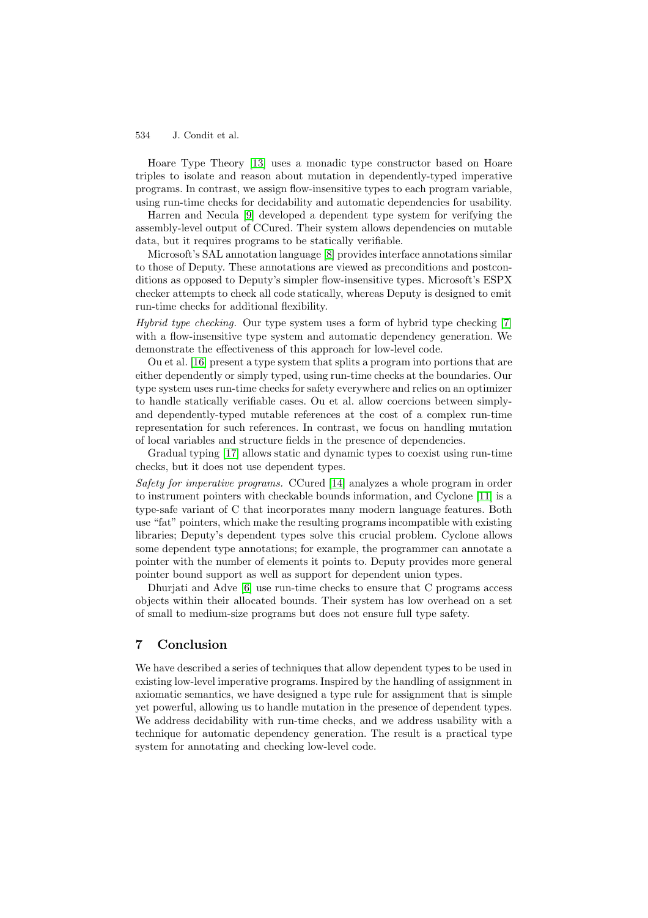Hoare Type Theory [13] uses a monadic type constructor based on Hoare triples to isolate and reason about mutation in dependently-typed imperative programs. In contrast, we assign flow-insensitive types to each program variable, using run-time checks for decidability and automatic dependencies for usability.

Harren and Necula [9] developed a dependent type system for verifying the assembly-level output of CCured. Their system allows dependencies on mutable data, but it requires programs to be statically verifiable.

Microsoft's SAL annotation language [8] provides interface annotations similar to those of Deputy. These annotations are viewed as preconditions and postconditions as opposed to Deputy's simpler flow-insensitive types. Microsoft's ESPX checker attempts to check all code statically, whereas Deputy is designed to emit run-time checks for additional flexibility.

*Hybrid type checking.* Our type system uses a form of hybrid type checking [7] with a flow-insensitive type system and automatic dependency generation. We demonstrate the effectiveness of this approach for low-level code.

Ou et al. [16] present a type system that splits a program into portions that are either dependently or simply typed, using run-time checks at the boundaries. Our type system uses run-time checks for safety everywhere and relies on an optimizer to handle statically verifiable cases. Ou et al. allow coercions between simply- and dependently-typed mutable references at the cost of a complex run-time representation for such references. In contrast, we focus on handling mutation of local variables and structure fields in the presence of dependencies.

Gradual typing [17] allows static and dynamic types to coexist using run-time checks, but it does not use dependent types.

*Safety for imperative programs.* CCured [14] analyzes a whole program in order to instrument pointers with checkable bounds information, and Cyclone [11] is a type-safe variant of C that incorporates many modern language features. Both use "fat" pointers, which make the resulting programs incompatible with existing libraries; Deputy's dependent types solve this crucial problem. Cyclone allows some dependent type annotations; for example, the programmer can annotate a pointer with the number of elements it points to. Deputy provides more general pointer bound support as well as support for dependent union types.

Dhurjati and Adve [6] use run-time checks to ensure that C programs access objects within their allocated bounds. Their system has low overhead on a set of small to medium-size programs but does not ensure full type safety.

## 7 Conclusion

We have described a series of techniques that allow dependent types to be used in existing low-level imperative programs. Inspired by the handling of assignment in axiomatic semantics, we have designed a type rule for assignment that is simple yet powerful, allowing us to handle mutation in the presence of dependent types. We address decidability with run-time checks, and we address usability with a technique for automatic dependency generation. The result is a practical type system for annotating and checking low-level code.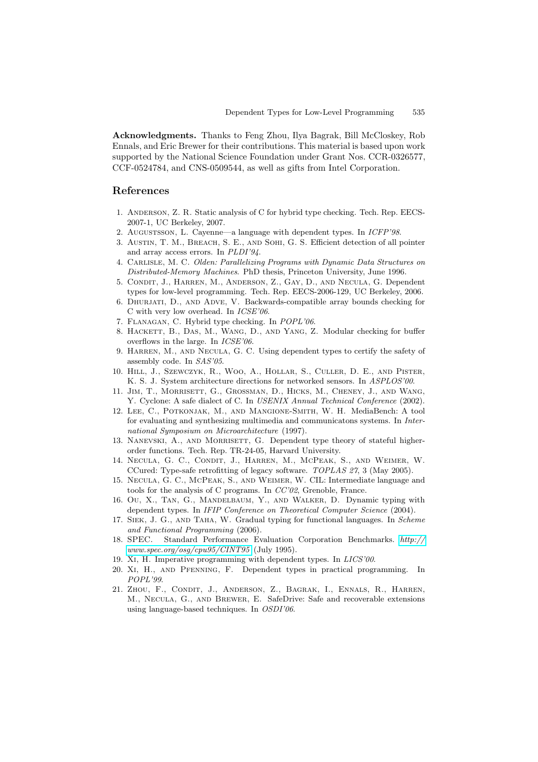**Acknowledgments.** Thanks to Feng Zhou, Ilya Bagrak, Bill McCloskey, Rob Ennals, and Eric Brewer for their contributions. This material is based upon work supported by the National Science Foundation under Grant Nos. CCR-0326577, CCF-0524784, and CNS-0509544, as well as gifts from Intel Corporation.

## References

1. Anderson, Z. R. Static analysis of C for hybrid type checking. Tech. Rep. EECS-2007-1, UC Berkeley, 2007.
2. Augustsson, L. Cayenne—a language with dependent types. In *ICFP'98*.
3. Austin, T. M., Breach, S. E., and Sohi, G. S. Efficient detection of all pointer and array access errors. In *PLDI'94*.
4. Carlisle, M. C. *Olden: Parallelizing Programs with Dynamic Data Structures on Distributed-Memory Machines*. PhD thesis, Princeton University, June 1996.
5. Condit, J., Harren, M., Anderson, Z., Gay, D., and Necula, G. Dependent types for low-level programming. Tech. Rep. EECS-2006-129, UC Berkeley, 2006.
6. Dhurjati, D., and Adve, V. Backwards-compatible array bounds checking for C with very low overhead. In *ICSE'06*.
7. Flanagan, C. Hybrid type checking. In *POPL'06*.
8. Hackett, B., Das, M., Wang, D., and Yang, Z. Modular checking for buffer overflows in the large. In *ICSE'06*.
9. Harren, M., and Necula, G. C. Using dependent types to certify the safety of assembly code. In *SAS'05*.
10. Hill, J., Szewczyk, R., Woo, A., Hollar, S., Culler, D. E., and Pister, K. S. J. System architecture directions for networked sensors. In *ASPLOS'00*.
11. Jim, T., Morrisett, G., Grossman, D., Hicks, M., Cheney, J., and Wang, Y. Cyclone: A safe dialect of C. In *USENIX Annual Technical Conference* (2002).
12. Lee, C., Potkonjak, M., and Mangione-Smith, W. H. MediaBench: A tool for evaluating and synthesizing multimedia and communicatons systems. In *International Symposium on Microarchitecture* (1997).
13. Nanevski, A., and Morrisett, G. Dependent type theory of stateful higher-order functions. Tech. Rep. TR-24-05, Harvard University.
14. Necula, G. C., Condit, J., Harren, M., McPeak, S., and Weimer, W. CCured: Type-safe retrofitting of legacy software. *TOPLAS 27*, 3 (May 2005).
15. Necula, G. C., McPeak, S., and Weimer, W. CIL: Intermediate language and tools for the analysis of C programs. In *CC'02*, Grenoble, France.
16. Ou, X., Tan, G., Mandelbaum, Y., and Walker, D. Dynamic typing with dependent types. In *IFIP Conference on Theoretical Computer Science* (2004).
17. Siek, J. G., and Taha, W. Gradual typing for functional languages. In *Scheme and Functional Programming* (2006).
18. SPEC. Standard Performance Evaluation Corporation Benchmarks. *http://www.spec.org/osg/cpu95/CINT95* (July 1995).
19. Xi, H. Imperative programming with dependent types. In *LICS'00*.
20. Xi, H., and Pfenning, F. Dependent types in practical programming. In *POPL'99*.
21. Zhou, F., Condit, J., Anderson, Z., Bagrak, I., Ennals, R., Harren, M., Necula, G., and Brewer, E. SafeDrive: Safe and recoverable extensions using language-based techniques. In *OSDI'06*.